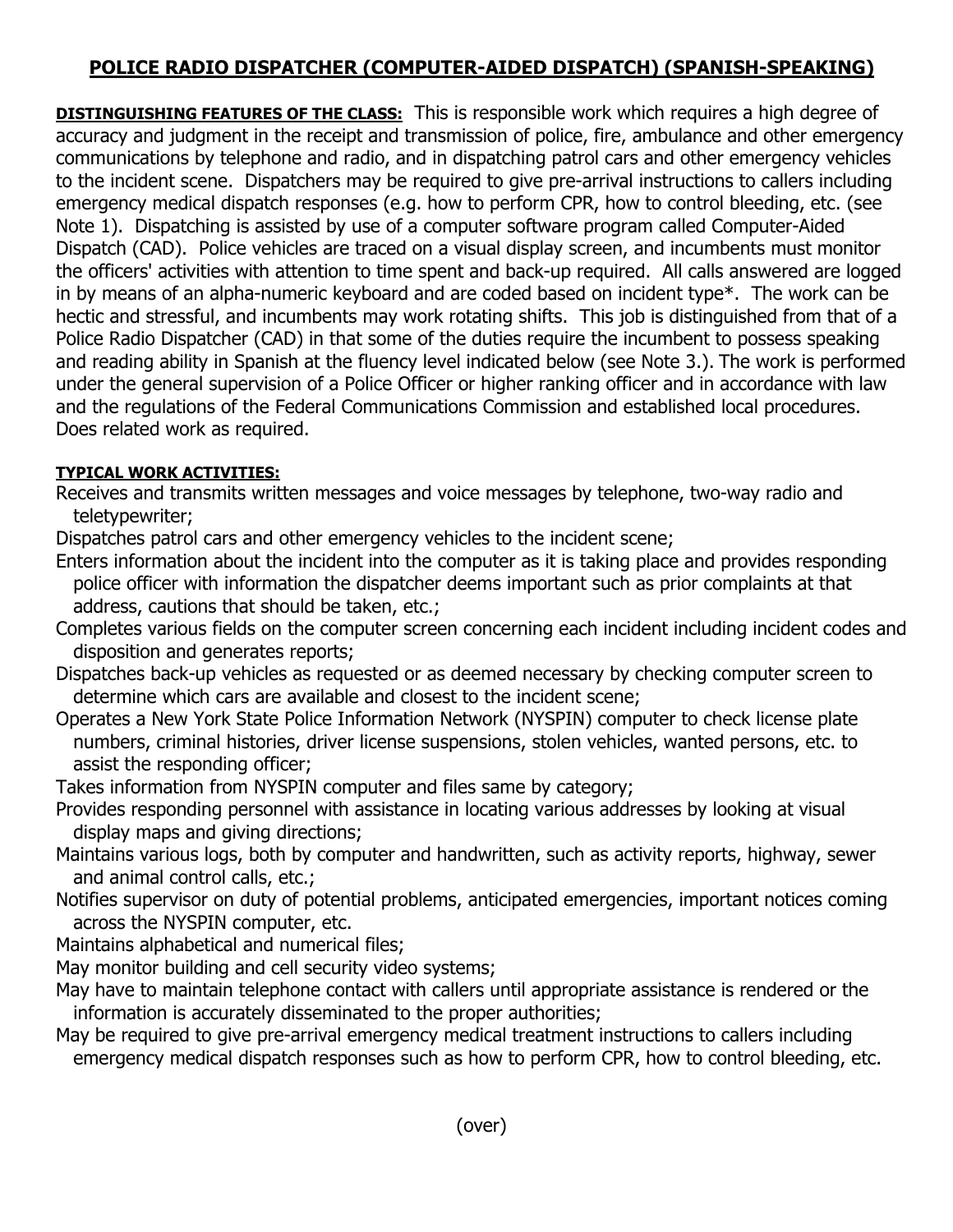# POLICE RADIO DISPATCHER (COMPUTER-AIDED DISPATCH) (SPANISH-SPEAKING)

**DISTINGUISHING FEATURES OF THE CLASS:** This is responsible work which requires a high degree of accuracy and judgment in the receipt and transmission of police, fire, ambulance and other emergency communications by telephone and radio, and in dispatching patrol cars and other emergency vehicles to the incident scene. Dispatchers may be required to give pre-arrival instructions to callers including emergency medical dispatch responses (e.g. how to perform CPR, how to control bleeding, etc. (see Note 1). Dispatching is assisted by use of a computer software program called Computer-Aided Dispatch (CAD). Police vehicles are traced on a visual display screen, and incumbents must monitor the officers' activities with attention to time spent and back-up required. All calls answered are logged in by means of an alpha-numeric keyboard and are coded based on incident type*. The work can be hectic and stressful, and incumbents may work rotating shifts. This job is distinguished from that of a Police Radio Dispatcher (CAD) in that some of the duties require the incumbent to possess speaking and reading ability in Spanish at the fluency level indicated below (see Note 3.). The work is performed under the general supervision of a Police Officer or higher ranking officer and in accordance with law and the regulations of the Federal Communications Commission and established local procedures. Does related work as required.

**TYPICAL WORK ACTIVITIES:**

- Receives and transmits written messages and voice messages by telephone, two-way radio and teletypewriter;
- Dispatches patrol cars and other emergency vehicles to the incident scene;
- Enters information about the incident into the computer as it is taking place and provides responding police officer with information the dispatcher deems important such as prior complaints at that address, cautions that should be taken, etc.;
- Completes various fields on the computer screen concerning each incident including incident codes and disposition and generates reports;
- Dispatches back-up vehicles as requested or as deemed necessary by checking computer screen to determine which cars are available and closest to the incident scene;
- Operates a New York State Police Information Network (NYSPIN) computer to check license plate numbers, criminal histories, driver license suspensions, stolen vehicles, wanted persons, etc. to assist the responding officer;
- Takes information from NYSPIN computer and files same by category;
- Provides responding personnel with assistance in locating various addresses by looking at visual display maps and giving directions;
- Maintains various logs, both by computer and handwritten, such as activity reports, highway, sewer and animal control calls, etc.;
- Notifies supervisor on duty of potential problems, anticipated emergencies, important notices coming across the NYSPIN computer, etc.
- Maintains alphabetical and numerical files;
- May monitor building and cell security video systems;
- May have to maintain telephone contact with callers until appropriate assistance is rendered or the information is accurately disseminated to the proper authorities;
- May be required to give pre-arrival emergency medical treatment instructions to callers including emergency medical dispatch responses such as how to perform CPR, how to control bleeding, etc.

(over)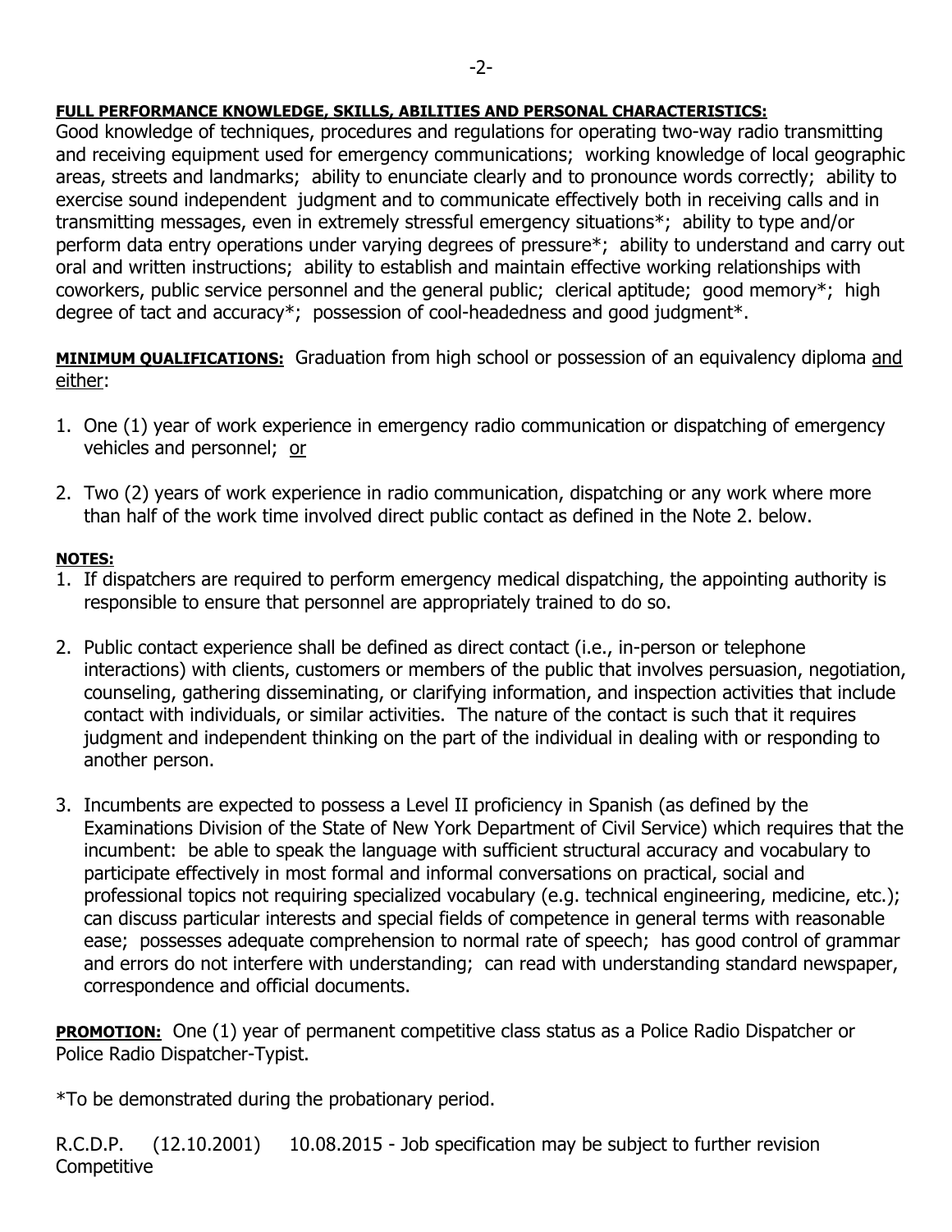**FULL PERFORMANCE KNOWLEDGE, SKILLS, ABILITIES AND PERSONAL CHARACTERISTICS:**
Good knowledge of techniques, procedures and regulations for operating two-way radio transmitting and receiving equipment used for emergency communications; working knowledge of local geographic areas, streets and landmarks; ability to enunciate clearly and to pronounce words correctly; ability to exercise sound independent judgment and to communicate effectively both in receiving calls and in transmitting messages, even in extremely stressful emergency situations*; ability to type and/or perform data entry operations under varying degrees of pressure*; ability to understand and carry out oral and written instructions; ability to establish and maintain effective working relationships with coworkers, public service personnel and the general public; clerical aptitude; good memory*; high degree of tact and accuracy*; possession of cool-headedness and good judgment*.

**MINIMUM QUALIFICATIONS:** Graduation from high school or possession of an equivalency diploma and either:

1. One (1) year of work experience in emergency radio communication or dispatching of emergency vehicles and personnel; or
2. Two (2) years of work experience in radio communication, dispatching or any work where more than half of the work time involved direct public contact as defined in the Note 2. below.

**NOTES:**

1. If dispatchers are required to perform emergency medical dispatching, the appointing authority is responsible to ensure that personnel are appropriately trained to do so.
2. Public contact experience shall be defined as direct contact (i.e., in-person or telephone interactions) with clients, customers or members of the public that involves persuasion, negotiation, counseling, gathering disseminating, or clarifying information, and inspection activities that include contact with individuals, or similar activities. The nature of the contact is such that it requires judgment and independent thinking on the part of the individual in dealing with or responding to another person.
3. Incumbents are expected to possess a Level II proficiency in Spanish (as defined by the Examinations Division of the State of New York Department of Civil Service) which requires that the incumbent: be able to speak the language with sufficient structural accuracy and vocabulary to participate effectively in most formal and informal conversations on practical, social and professional topics not requiring specialized vocabulary (e.g. technical engineering, medicine, etc.); can discuss particular interests and special fields of competence in general terms with reasonable ease; possesses adequate comprehension to normal rate of speech; has good control of grammar and errors do not interfere with understanding; can read with understanding standard newspaper, correspondence and official documents.

**PROMOTION:** One (1) year of permanent competitive class status as a Police Radio Dispatcher or Police Radio Dispatcher-Typist.

*To be demonstrated during the probationary period.

R.C.D.P. (12.10.2001) 10.08.2015 - Job specification may be subject to further revision
Competitive